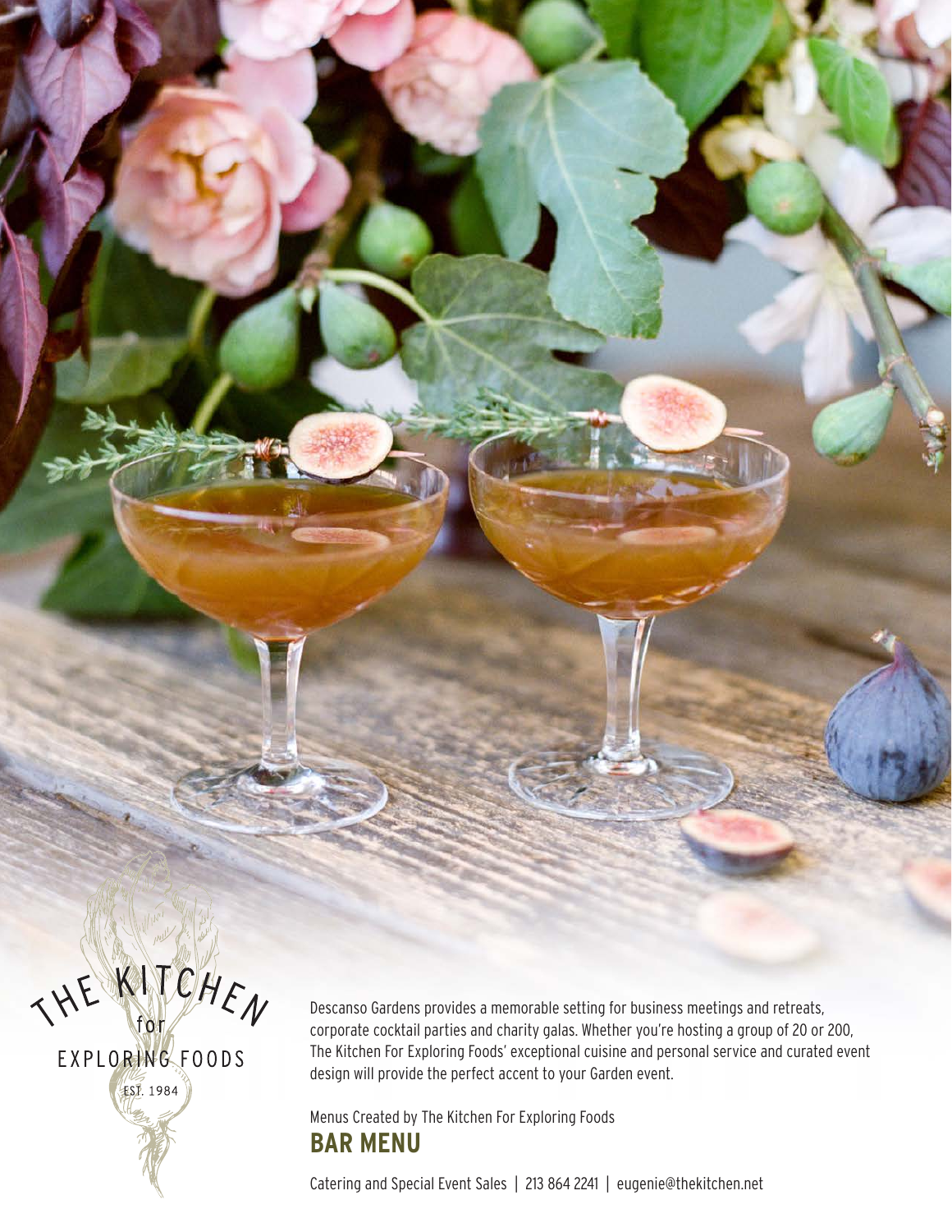THE KITCHEN for EXPLORING FOODS
EST. 1984

Descanso Gardens provides a memorable setting for business meetings and retreats, corporate cocktail parties and charity galas. Whether you're hosting a group of 20 or 200, The Kitchen For Exploring Foods' exceptional cuisine and personal service and curated event design will provide the perfect accent to your Garden event.

Menus Created by The Kitchen For Exploring Foods

# BAR MENU

Catering and Special Event Sales | 213 864 2241 | eugenie@thekitchen.net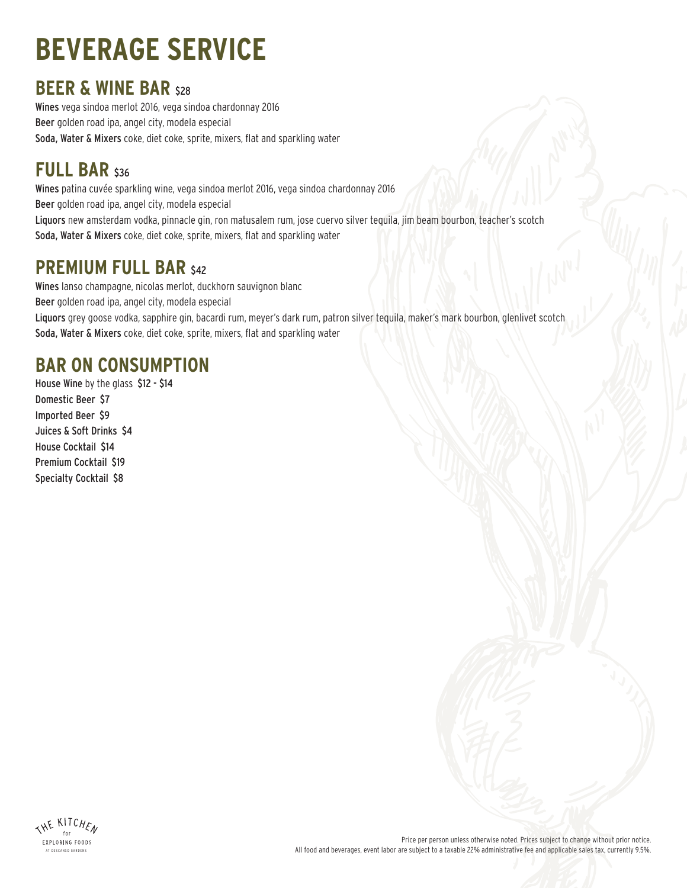# BEVERAGE SERVICE

## BEER & WINE BAR $28

**Wines** vega sindoa merlot 2016, vega sindoa chardonnay 2016
**Beer** golden road ipa, angel city, modela especial
**Soda, Water & Mixers** coke, diet coke, sprite, mixers, flat and sparkling water

## FULL BAR $36

**Wines** patina cuvée sparkling wine, vega sindoa merlot 2016, vega sindoa chardonnay 2016
**Beer** golden road ipa, angel city, modela especial
**Liquors** new amsterdam vodka, pinnacle gin, ron matusalem rum, jose cuervo silver tequila, jim beam bourbon, teacher's scotch
**Soda, Water & Mixers** coke, diet coke, sprite, mixers, flat and sparkling water

## PREMIUM FULL BAR $42

**Wines** lanso champagne, nicolas merlot, duckhorn sauvignon blanc
**Beer** golden road ipa, angel city, modela especial
**Liquors** grey goose vodka, sapphire gin, bacardi rum, meyer's dark rum, patron silver tequila, maker's mark bourbon, glenlivet scotch
**Soda, Water & Mixers** coke, diet coke, sprite, mixers, flat and sparkling water

## BAR ON CONSUMPTION

House Wine by the glass $12 - $14
Domestic Beer $7
Imported Beer $9
Juices & Soft Drinks $4
House Cocktail $14
Premium Cocktail $19
Specialty Cocktail $8

THE KITCHEN for EXPLORING FOODS AT DESCANSO GARDENS

Price per person unless otherwise noted. Prices subject to change without prior notice.
All food and beverages, event labor are subject to a taxable 22% administrative fee and applicable sales tax, currently 9.5%.